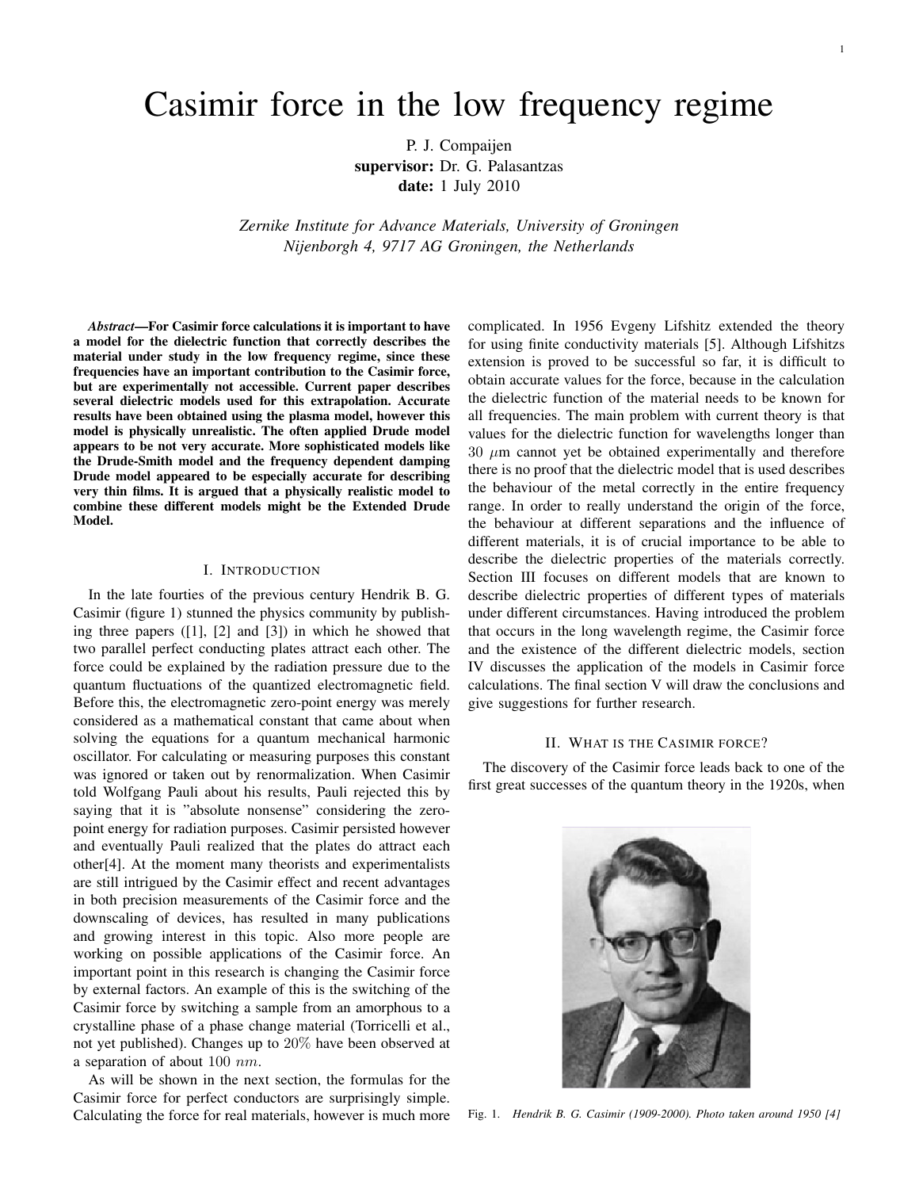# Casimir force in the low frequency regime

P. J. Compaijen
**supervisor:** Dr. G. Palasantzas
**date:** 1 July 2010

*Zernike Institute for Advance Materials, University of Groningen*
*Nijenborgh 4, 9717 AG Groningen, the Netherlands*

***Abstract*—For Casimir force calculations it is important to have a model for the dielectric function that correctly describes the material under study in the low frequency regime, since these frequencies have an important contribution to the Casimir force, but are experimentally not accessible. Current paper describes several dielectric models used for this extrapolation. Accurate results have been obtained using the plasma model, however this model is physically unrealistic. The often applied Drude model appears to be not very accurate. More sophisticated models like the Drude-Smith model and the frequency dependent damping Drude model appeared to be especially accurate for describing very thin films. It is argued that a physically realistic model to combine these different models might be the Extended Drude Model.**

## I. Introduction

In the late fourties of the previous century Hendrik B. G. Casimir (figure 1) stunned the physics community by publishing three papers ([1], [2] and [3]) in which he showed that two parallel perfect conducting plates attract each other. The force could be explained by the radiation pressure due to the quantum fluctuations of the quantized electromagnetic field. Before this, the electromagnetic zero-point energy was merely considered as a mathematical constant that came about when solving the equations for a quantum mechanical harmonic oscillator. For calculating or measuring purposes this constant was ignored or taken out by renormalization. When Casimir told Wolfgang Pauli about his results, Pauli rejected this by saying that it is "absolute nonsense" considering the zero-point energy for radiation purposes. Casimir persisted however and eventually Pauli realized that the plates do attract each other[4]. At the moment many theorists and experimentalists are still intrigued by the Casimir effect and recent advantages in both precision measurements of the Casimir force and the downscaling of devices, has resulted in many publications and growing interest in this topic. Also more people are working on possible applications of the Casimir force. An important point in this research is changing the Casimir force by external factors. An example of this is the switching of the Casimir force by switching a sample from an amorphous to a crystalline phase of a phase change material (Torricelli et al., not yet published). Changes up to $20\%$ have been observed at a separation of about $100\ nm$.

As will be shown in the next section, the formulas for the Casimir force for perfect conductors are surprisingly simple. Calculating the force for real materials, however is much more complicated. In 1956 Evgeny Lifshitz extended the theory for using finite conductivity materials [5]. Although Lifshitzs extension is proved to be successful so far, it is difficult to obtain accurate values for the force, because in the calculation the dielectric function of the material needs to be known for all frequencies. The main problem with current theory is that values for the dielectric function for wavelengths longer than $30\ \mu$m cannot yet be obtained experimentally and therefore there is no proof that the dielectric model that is used describes the behaviour of the metal correctly in the entire frequency range. In order to really understand the origin of the force, the behaviour at different separations and the influence of different materials, it is of crucial importance to be able to describe the dielectric properties of the materials correctly. Section III focuses on different models that are known to describe dielectric properties of different types of materials under different circumstances. Having introduced the problem that occurs in the long wavelength regime, the Casimir force and the existence of the different dielectric models, section IV discusses the application of the models in Casimir force calculations. The final section V will draw the conclusions and give suggestions for further research.

## II. What is the Casimir force?

The discovery of the Casimir force leads back to one of the first great successes of the quantum theory in the 1920s, when

Fig. 1. *Hendrik B. G. Casimir (1909-2000). Photo taken around 1950 [4]*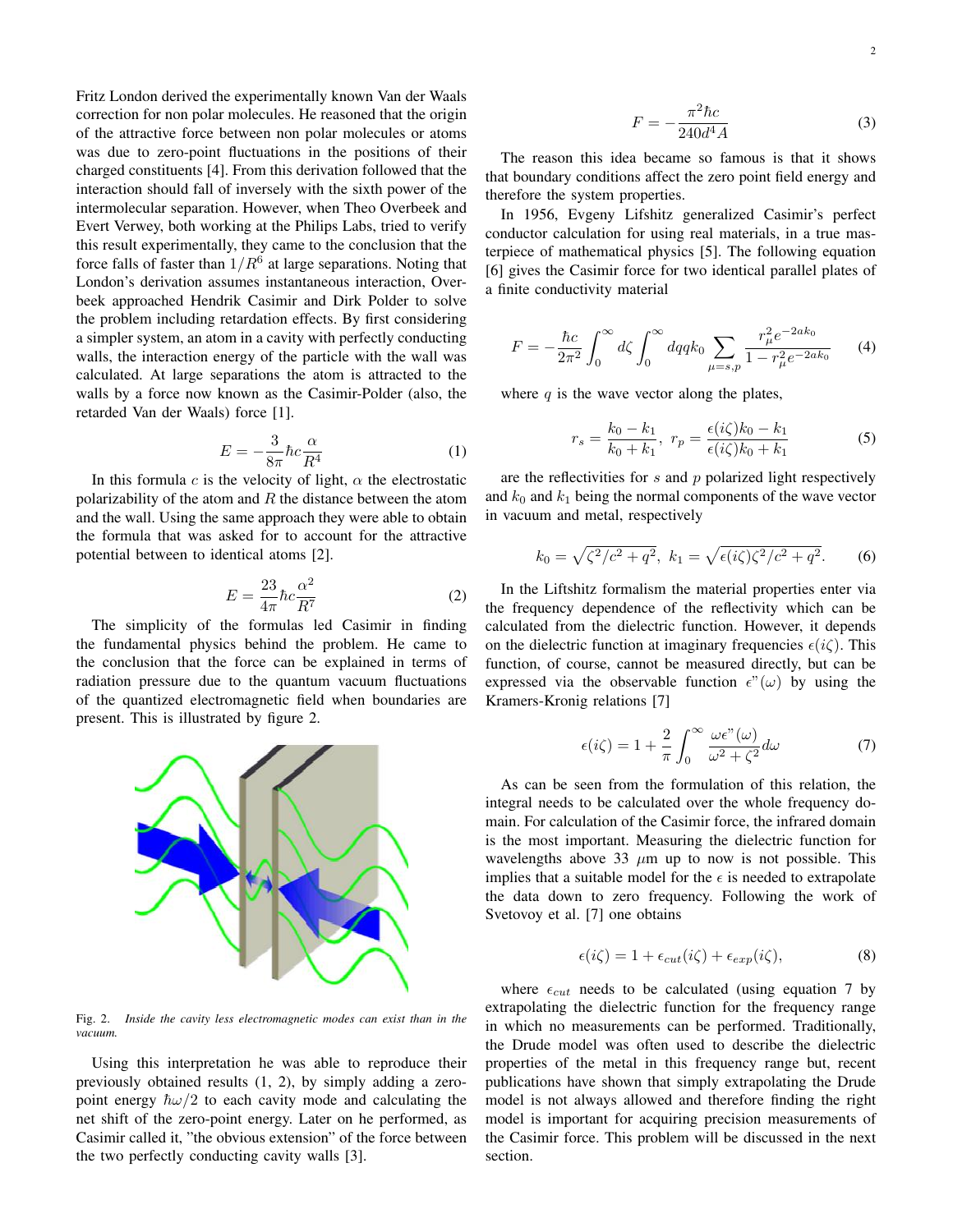Fritz London derived the experimentally known Van der Waals correction for non polar molecules. He reasoned that the origin of the attractive force between non polar molecules or atoms was due to zero-point fluctuations in the positions of their charged constituents [4]. From this derivation followed that the interaction should fall of inversely with the sixth power of the intermolecular separation. However, when Theo Overbeek and Evert Verwey, both working at the Philips Labs, tried to verify this result experimentally, they came to the conclusion that the force falls of faster than $1/R^6$ at large separations. Noting that London's derivation assumes instantaneous interaction, Overbeek approached Hendrik Casimir and Dirk Polder to solve the problem including retardation effects. By first considering a simpler system, an atom in a cavity with perfectly conducting walls, the interaction energy of the particle with the wall was calculated. At large separations the atom is attracted to the walls by a force now known as the Casimir-Polder (also, the retarded Van der Waals) force [1].

$$E = -\frac{3}{8\pi}\hbar c \frac{\alpha}{R^4} \tag{1}$$

In this formula $c$ is the velocity of light, $\alpha$ the electrostatic polarizability of the atom and $R$ the distance between the atom and the wall. Using the same approach they were able to obtain the formula that was asked for to account for the attractive potential between to identical atoms [2].

$$E = \frac{23}{4\pi}\hbar c \frac{\alpha^2}{R^7} \tag{2}$$

The simplicity of the formulas led Casimir in finding the fundamental physics behind the problem. He came to the conclusion that the force can be explained in terms of radiation pressure due to the quantum vacuum fluctuations of the quantized electromagnetic field when boundaries are present. This is illustrated by figure 2.

Fig. 2. *Inside the cavity less electromagnetic modes can exist than in the vacuum.*

Using this interpretation he was able to reproduce their previously obtained results (1, 2), by simply adding a zero-point energy $\hbar\omega/2$ to each cavity mode and calculating the net shift of the zero-point energy. Later on he performed, as Casimir called it, "the obvious extension" of the force between the two perfectly conducting cavity walls [3].

$$F = -\frac{\pi^2 \hbar c}{240 d^4 A} \tag{3}$$

The reason this idea became so famous is that it shows that boundary conditions affect the zero point field energy and therefore the system properties.

In 1956, Evgeny Lifshitz generalized Casimir's perfect conductor calculation for using real materials, in a true masterpiece of mathematical physics [5]. The following equation [6] gives the Casimir force for two identical parallel plates of a finite conductivity material

$$F = -\frac{\hbar c}{2\pi^2}\int_0^\infty d\zeta \int_0^\infty dq q k_0 \sum_{\mu=s,p} \frac{r_\mu^2 e^{-2ak_0}}{1 - r_\mu^2 e^{-2ak_0}} \tag{4}$$

where $q$ is the wave vector along the plates,

$$r_s = \frac{k_0 - k_1}{k_0 + k_1},\ r_p = \frac{\epsilon(i\zeta)k_0 - k_1}{\epsilon(i\zeta)k_0 + k_1} \tag{5}$$

are the reflectivities for $s$ and $p$ polarized light respectively and $k_0$ and $k_1$ being the normal components of the wave vector in vacuum and metal, respectively

$$k_0 = \sqrt{\zeta^2/c^2 + q^2},\ k_1 = \sqrt{\epsilon(i\zeta)\zeta^2/c^2 + q^2}. \tag{6}$$

In the Liftshitz formalism the material properties enter via the frequency dependence of the reflectivity which can be calculated from the dielectric function. However, it depends on the dielectric function at imaginary frequencies $\epsilon(i\zeta)$. This function, of course, cannot be measured directly, but can be expressed via the observable function $\epsilon"(\omega)$ by using the Kramers-Kronig relations [7]

$$\epsilon(i\zeta) = 1 + \frac{2}{\pi}\int_0^\infty \frac{\omega\epsilon"(\omega)}{\omega^2 + \zeta^2} d\omega \tag{7}$$

As can be seen from the formulation of this relation, the integral needs to be calculated over the whole frequency domain. For calculation of the Casimir force, the infrared domain is the most important. Measuring the dielectric function for wavelengths above 33 $\mu$m up to now is not possible. This implies that a suitable model for the $\epsilon$ is needed to extrapolate the data down to zero frequency. Following the work of Svetovoy et al. [7] one obtains

$$\epsilon(i\zeta) = 1 + \epsilon_{cut}(i\zeta) + \epsilon_{exp}(i\zeta), \tag{8}$$

where $\epsilon_{cut}$ needs to be calculated (using equation 7 by extrapolating the dielectric function for the frequency range in which no measurements can be performed. Traditionally, the Drude model was often used to describe the dielectric properties of the metal in this frequency range but, recent publications have shown that simply extrapolating the Drude model is not always allowed and therefore finding the right model is important for acquiring precision measurements of the Casimir force. This problem will be discussed in the next section.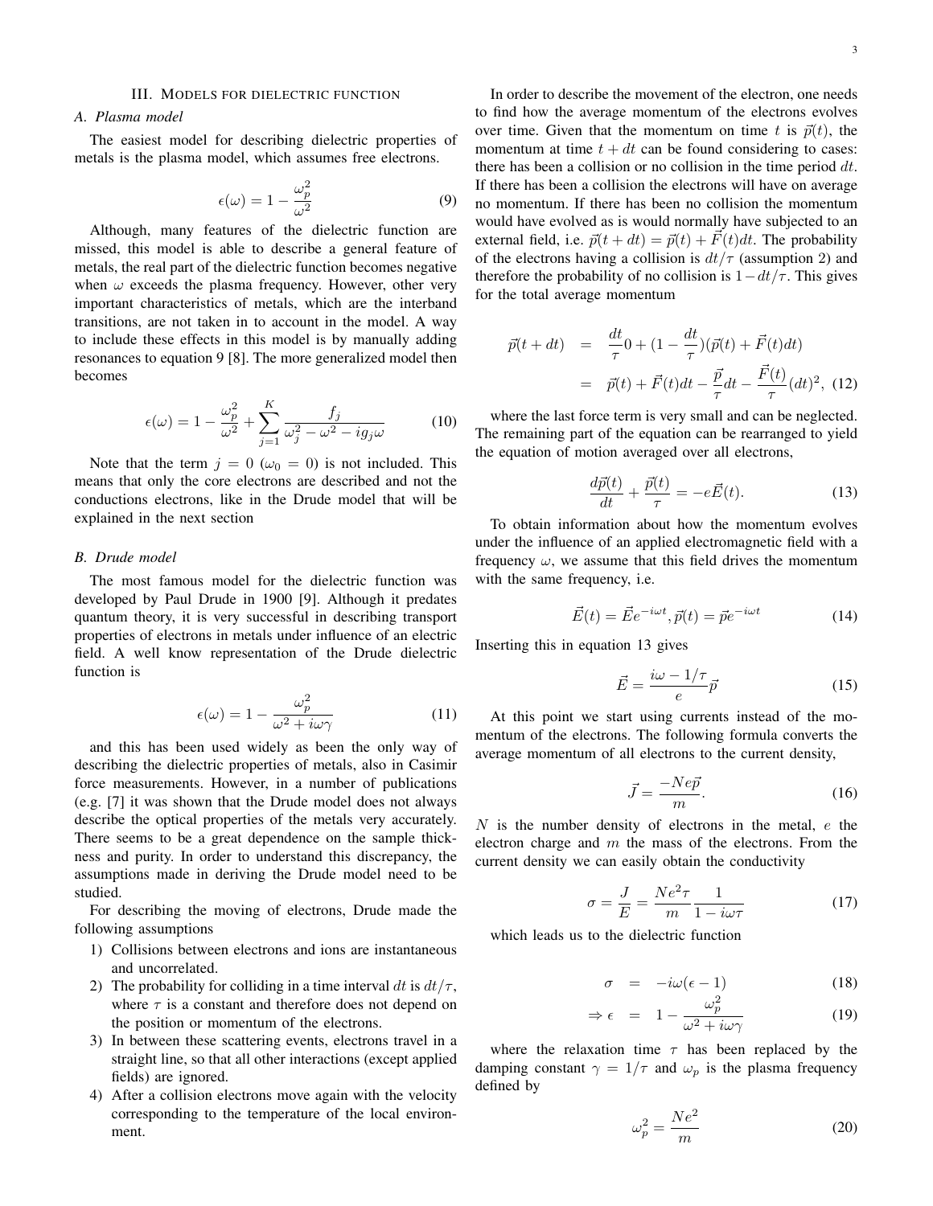## III. Models for dielectric function

### A. Plasma model

The easiest model for describing dielectric properties of metals is the plasma model, which assumes free electrons.

$$\epsilon(\omega) = 1 - \frac{\omega_p^2}{\omega^2} \tag{9}$$

Although, many features of the dielectric function are missed, this model is able to describe a general feature of metals, the real part of the dielectric function becomes negative when $\omega$ exceeds the plasma frequency. However, other very important characteristics of metals, which are the interband transitions, are not taken in to account in the model. A way to include these effects in this model is by manually adding resonances to equation 9 [8]. The more generalized model then becomes

$$\epsilon(\omega) = 1 - \frac{\omega_p^2}{\omega^2} + \sum_{j=1}^{K} \frac{f_j}{\omega_j^2 - \omega^2 - i g_j \omega} \tag{10}$$

Note that the term $j = 0$ ($\omega_0 = 0$) is not included. This means that only the core electrons are described and not the conductions electrons, like in the Drude model that will be explained in the next section

### B. Drude model

The most famous model for the dielectric function was developed by Paul Drude in 1900 [9]. Although it predates quantum theory, it is very successful in describing transport properties of electrons in metals under influence of an electric field. A well know representation of the Drude dielectric function is

$$\epsilon(\omega) = 1 - \frac{\omega_p^2}{\omega^2 + i\omega\gamma} \tag{11}$$

and this has been used widely as been the only way of describing the dielectric properties of metals, also in Casimir force measurements. However, in a number of publications (e.g. [7] it was shown that the Drude model does not always describe the optical properties of the metals very accurately. There seems to be a great dependence on the sample thickness and purity. In order to understand this discrepancy, the assumptions made in deriving the Drude model need to be studied.

For describing the moving of electrons, Drude made the following assumptions

1) Collisions between electrons and ions are instantaneous and uncorrelated.
2) The probability for colliding in a time interval $dt$ is $dt/\tau$, where $\tau$ is a constant and therefore does not depend on the position or momentum of the electrons.
3) In between these scattering events, electrons travel in a straight line, so that all other interactions (except applied fields) are ignored.
4) After a collision electrons move again with the velocity corresponding to the temperature of the local environment.

In order to describe the movement of the electron, one needs to find how the average momentum of the electrons evolves over time. Given that the momentum on time $t$ is $\vec{p}(t)$, the momentum at time $t + dt$ can be found considering to cases: there has been a collision or no collision in the time period $dt$. If there has been a collision the electrons will have on average no momentum. If there has been no collision the momentum would have evolved as is would normally have subjected to an external field, i.e. $\vec{p}(t + dt) = \vec{p}(t) + \vec{F}(t)dt$. The probability of the electrons having a collision is $dt/\tau$ (assumption 2) and therefore the probability of no collision is $1 - dt/\tau$. This gives for the total average momentum

$$\begin{aligned} \vec{p}(t + dt) &= \frac{dt}{\tau} 0 + (1 - \frac{dt}{\tau})(\vec{p}(t) + \vec{F}(t)dt) \\ &= \vec{p}(t) + \vec{F}(t)dt - \frac{\vec{p}}{\tau}dt - \frac{\vec{F}(t)}{\tau}(dt)^2, \end{aligned} \tag{12}$$

where the last force term is very small and can be neglected. The remaining part of the equation can be rearranged to yield the equation of motion averaged over all electrons,

$$\frac{d\vec{p}(t)}{dt} + \frac{\vec{p}(t)}{\tau} = -e\vec{E}(t). \tag{13}$$

To obtain information about how the momentum evolves under the influence of an applied electromagnetic field with a frequency $\omega$, we assume that this field drives the momentum with the same frequency, i.e.

$$\vec{E}(t) = \vec{E}e^{-i\omega t}, \vec{p}(t) = \vec{p}e^{-i\omega t} \tag{14}$$

Inserting this in equation 13 gives

$$\vec{E} = \frac{i\omega - 1/\tau}{e}\vec{p} \tag{15}$$

At this point we start using currents instead of the momentum of the electrons. The following formula converts the average momentum of all electrons to the current density,

$$\vec{J} = \frac{-Ne\vec{p}}{m}. \tag{16}$$

$N$ is the number density of electrons in the metal, $e$ the electron charge and $m$ the mass of the electrons. From the current density we can easily obtain the conductivity

$$\sigma = \frac{J}{E} = \frac{Ne^2\tau}{m}\frac{1}{1 - i\omega\tau} \tag{17}$$

which leads us to the dielectric function

$$\sigma = -i\omega(\epsilon - 1) \tag{18}$$

$$\Rightarrow \epsilon = 1 - \frac{\omega_p^2}{\omega^2 + i\omega\gamma} \tag{19}$$

where the relaxation time $\tau$ has been replaced by the damping constant $\gamma = 1/\tau$ and $\omega_p$ is the plasma frequency defined by

$$\omega_p^2 = \frac{Ne^2}{m} \tag{20}$$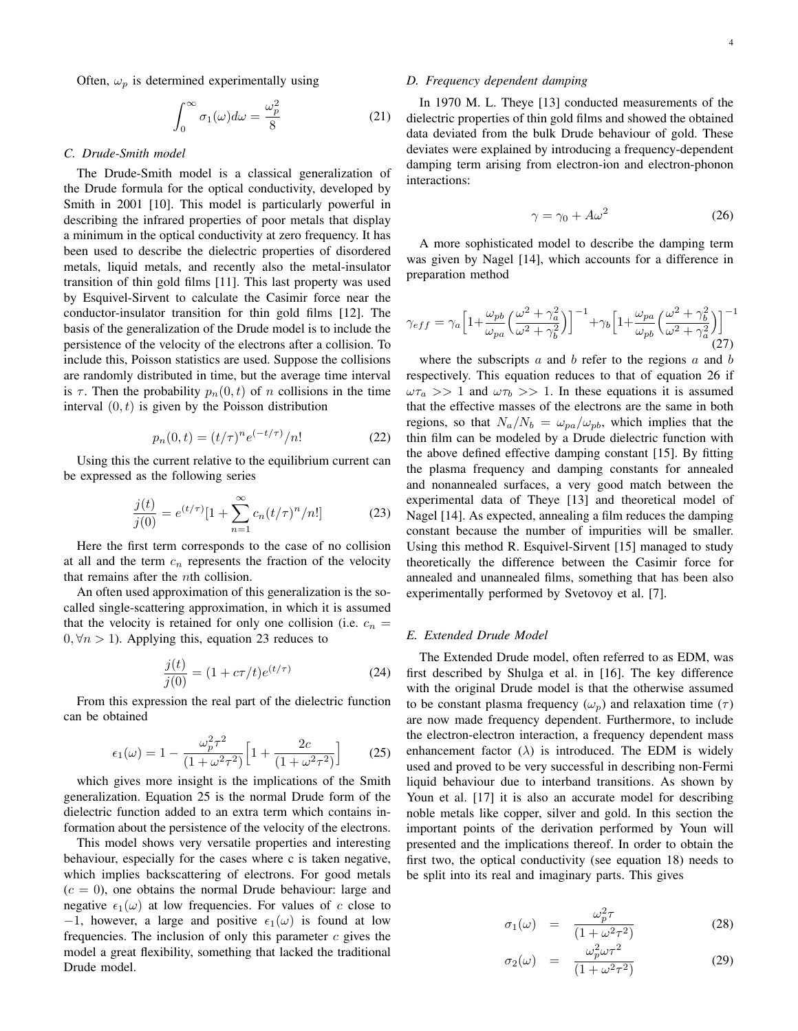Often, $\omega_p$ is determined experimentally using

$$\int_0^\infty \sigma_1(\omega) d\omega = \frac{\omega_p^2}{8} \tag{21}$$

### C. Drude-Smith model

The Drude-Smith model is a classical generalization of the Drude formula for the optical conductivity, developed by Smith in 2001 [10]. This model is particularly powerful in describing the infrared properties of poor metals that display a minimum in the optical conductivity at zero frequency. It has been used to describe the dielectric properties of disordered metals, liquid metals, and recently also the metal-insulator transition of thin gold films [11]. This last property was used by Esquivel-Sirvent to calculate the Casimir force near the conductor-insulator transition for thin gold films [12]. The basis of the generalization of the Drude model is to include the persistence of the velocity of the electrons after a collision. To include this, Poisson statistics are used. Suppose the collisions are randomly distributed in time, but the average time interval is $\tau$. Then the probability $p_n(0,t)$ of $n$ collisions in the time interval $(0,t)$ is given by the Poisson distribution

$$p_n(0,t) = (t/\tau)^n e^{(-t/\tau)}/n! \tag{22}$$

Using this the current relative to the equilibrium current can be expressed as the following series

$$\frac{j(t)}{j(0)} = e^{(t/\tau)}[1 + \sum_{n=1}^{\infty} c_n (t/\tau)^n/n!] \tag{23}$$

Here the first term corresponds to the case of no collision at all and the term $c_n$ represents the fraction of the velocity that remains after the $n$th collision.

An often used approximation of this generalization is the so-called single-scattering approximation, in which it is assumed that the velocity is retained for only one collision (i.e. $c_n = 0, \forall n > 1$). Applying this, equation 23 reduces to

$$\frac{j(t)}{j(0)} = (1 + c\tau/t) e^{(t/\tau)} \tag{24}$$

From this expression the real part of the dielectric function can be obtained

$$\epsilon_1(\omega) = 1 - \frac{\omega_p^2 \tau^2}{(1+\omega^2\tau^2)}\Big[1 + \frac{2c}{(1+\omega^2\tau^2)}\Big] \tag{25}$$

which gives more insight is the implications of the Smith generalization. Equation 25 is the normal Drude form of the dielectric function added to an extra term which contains information about the persistence of the velocity of the electrons.

This model shows very versatile properties and interesting behaviour, especially for the cases where c is taken negative, which implies backscattering of electrons. For good metals ($c = 0$), one obtains the normal Drude behaviour: large and negative $\epsilon_1(\omega)$ at low frequencies. For values of $c$ close to $-1$, however, a large and positive $\epsilon_1(\omega)$ is found at low frequencies. The inclusion of only this parameter $c$ gives the model a great flexibility, something that lacked the traditional Drude model.

### D. Frequency dependent damping

In 1970 M. L. Theye [13] conducted measurements of the dielectric properties of thin gold films and showed the obtained data deviated from the bulk Drude behaviour of gold. These deviates were explained by introducing a frequency-dependent damping term arising from electron-ion and electron-phonon interactions:

$$\gamma = \gamma_0 + A\omega^2 \tag{26}$$

A more sophisticated model to describe the damping term was given by Nagel [14], which accounts for a difference in preparation method

$$\gamma_{eff} = \gamma_a \Big[1 + \frac{\omega_{pb}}{\omega_{pa}}\Big(\frac{\omega^2+\gamma_a^2}{\omega^2+\gamma_b^2}\Big)\Big]^{-1} + \gamma_b \Big[1 + \frac{\omega_{pa}}{\omega_{pb}}\Big(\frac{\omega^2+\gamma_b^2}{\omega^2+\gamma_a^2}\Big)\Big]^{-1} \tag{27}$$

where the subscripts $a$ and $b$ refer to the regions $a$ and $b$ respectively. This equation reduces to that of equation 26 if $\omega\tau_a >> 1$ and $\omega\tau_b >> 1$. In these equations it is assumed that the effective masses of the electrons are the same in both regions, so that $N_a/N_b = \omega_{pa}/\omega_{pb}$, which implies that the thin film can be modeled by a Drude dielectric function with the above defined effective damping constant [15]. By fitting the plasma frequency and damping constants for annealed and nonannealed surfaces, a very good match between the experimental data of Theye [13] and theoretical model of Nagel [14]. As expected, annealing a film reduces the damping constant because the number of impurities will be smaller. Using this method R. Esquivel-Sirvent [15] managed to study theoretically the difference between the Casimir force for annealed and unannealed films, something that has been also experimentally performed by Svetovoy et al. [7].

### E. Extended Drude Model

The Extended Drude model, often referred to as EDM, was first described by Shulga et al. in [16]. The key difference with the original Drude model is that the otherwise assumed to be constant plasma frequency ($\omega_p$) and relaxation time ($\tau$) are now made frequency dependent. Furthermore, to include the electron-electron interaction, a frequency dependent mass enhancement factor ($\lambda$) is introduced. The EDM is widely used and proved to be very successful in describing non-Fermi liquid behaviour due to interband transitions. As shown by Youn et al. [17] it is also an accurate model for describing noble metals like copper, silver and gold. In this section the important points of the derivation performed by Youn will presented and the implications thereof. In order to obtain the first two, the optical conductivity (see equation 18) needs to be split into its real and imaginary parts. This gives

$$\sigma_1(\omega) = \frac{\omega_p^2 \tau}{(1+\omega^2\tau^2)} \tag{28}$$

$$\sigma_2(\omega) = \frac{\omega_p^2 \omega \tau^2}{(1+\omega^2\tau^2)} \tag{29}$$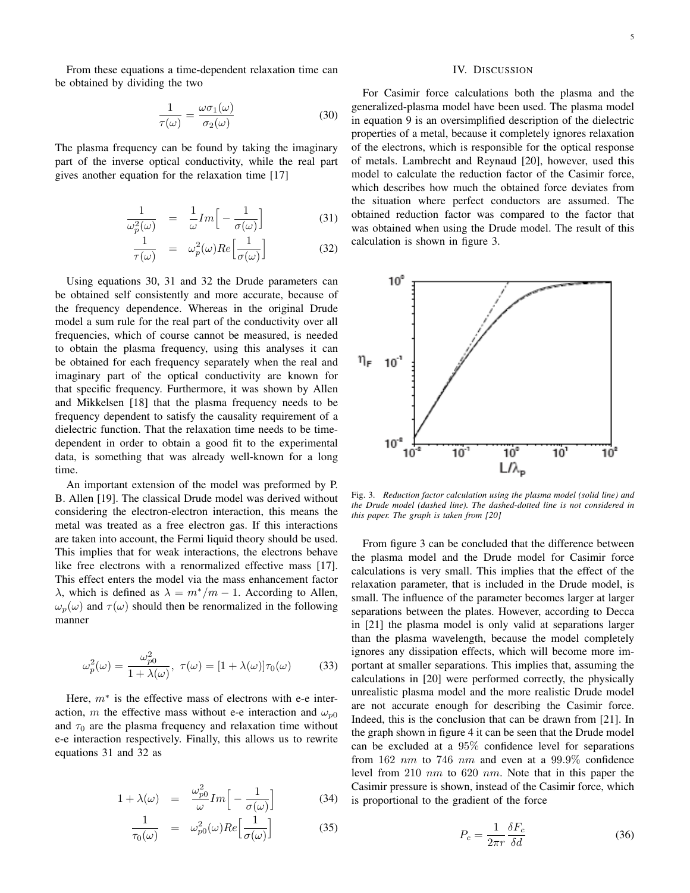From these equations a time-dependent relaxation time can be obtained by dividing the two

$$\frac{1}{\tau(\omega)} = \frac{\omega\sigma_1(\omega)}{\sigma_2(\omega)} \tag{30}$$

The plasma frequency can be found by taking the imaginary part of the inverse optical conductivity, while the real part gives another equation for the relaxation time [17]

$$\frac{1}{\omega_p^2(\omega)} = \frac{1}{\omega} Im\Big[-\frac{1}{\sigma(\omega)}\Big] \tag{31}$$

$$\frac{1}{\tau(\omega)} = \omega_p^2(\omega) Re\Big[\frac{1}{\sigma(\omega)}\Big] \tag{32}$$

Using equations 30, 31 and 32 the Drude parameters can be obtained self consistently and more accurate, because of the frequency dependence. Whereas in the original Drude model a sum rule for the real part of the conductivity over all frequencies, which of course cannot be measured, is needed to obtain the plasma frequency, using this analyses it can be obtained for each frequency separately when the real and imaginary part of the optical conductivity are known for that specific frequency. Furthermore, it was shown by Allen and Mikkelsen [18] that the plasma frequency needs to be frequency dependent to satisfy the causality requirement of a dielectric function. That the relaxation time needs to be time-dependent in order to obtain a good fit to the experimental data, is something that was already well-known for a long time.

An important extension of the model was preformed by P. B. Allen [19]. The classical Drude model was derived without considering the electron-electron interaction, this means the metal was treated as a free electron gas. If this interactions are taken into account, the Fermi liquid theory should be used. This implies that for weak interactions, the electrons behave like free electrons with a renormalized effective mass [17]. This effect enters the model via the mass enhancement factor $\lambda$, which is defined as $\lambda = m^*/m - 1$. According to Allen, $\omega_p(\omega)$ and $\tau(\omega)$ should then be renormalized in the following manner

$$\omega_p^2(\omega) = \frac{\omega_{p0}^2}{1+\lambda(\omega)},\ \tau(\omega) = [1+\lambda(\omega)]\tau_0(\omega) \tag{33}$$

Here, $m^*$ is the effective mass of electrons with e-e interaction, $m$ the effective mass without e-e interaction and $\omega_{p0}$ and $\tau_0$ are the plasma frequency and relaxation time without e-e interaction respectively. Finally, this allows us to rewrite equations 31 and 32 as

$$1+\lambda(\omega) = \frac{\omega_{p0}^2}{\omega} Im\Big[-\frac{1}{\sigma(\omega)}\Big] \tag{34}$$

$$\frac{1}{\tau_0(\omega)} = \omega_{p0}^2(\omega) Re\Big[\frac{1}{\sigma(\omega)}\Big] \tag{35}$$

## IV. Discussion

For Casimir force calculations both the plasma and the generalized-plasma model have been used. The plasma model in equation 9 is an oversimplified description of the dielectric properties of a metal, because it completely ignores relaxation of the electrons, which is responsible for the optical response of metals. Lambrecht and Reynaud [20], however, used this model to calculate the reduction factor of the Casimir force, which describes how much the obtained force deviates from the situation where perfect conductors are assumed. The obtained reduction factor was compared to the factor that was obtained when using the Drude model. The result of this calculation is shown in figure 3.

*Fig. 3. Reduction factor calculation using the plasma model (solid line) and the Drude model (dashed line). The dashed-dotted line is not considered in this paper. The graph is taken from [20]*

From figure 3 can be concluded that the difference between the plasma model and the Drude model for Casimir force calculations is very small. This implies that the effect of the relaxation parameter, that is included in the Drude model, is small. The influence of the parameter becomes larger at larger separations between the plates. However, according to Decca in [21] the plasma model is only valid at separations larger than the plasma wavelength, because the model completely ignores any dissipation effects, which will become more important at smaller separations. This implies that, assuming the calculations in [20] were performed correctly, the physically unrealistic plasma model and the more realistic Drude model are not accurate enough for describing the Casimir force. Indeed, this is the conclusion that can be drawn from [21]. In the graph shown in figure 4 it can be seen that the Drude model can be excluded at a 95% confidence level for separations from 162 $nm$ to 746 $nm$ and even at a 99.9% confidence level from 210 $nm$ to 620 $nm$. Note that in this paper the Casimir pressure is shown, instead of the Casimir force, which is proportional to the gradient of the force

$$P_c = \frac{1}{2\pi r}\frac{\delta F_c}{\delta d} \tag{36}$$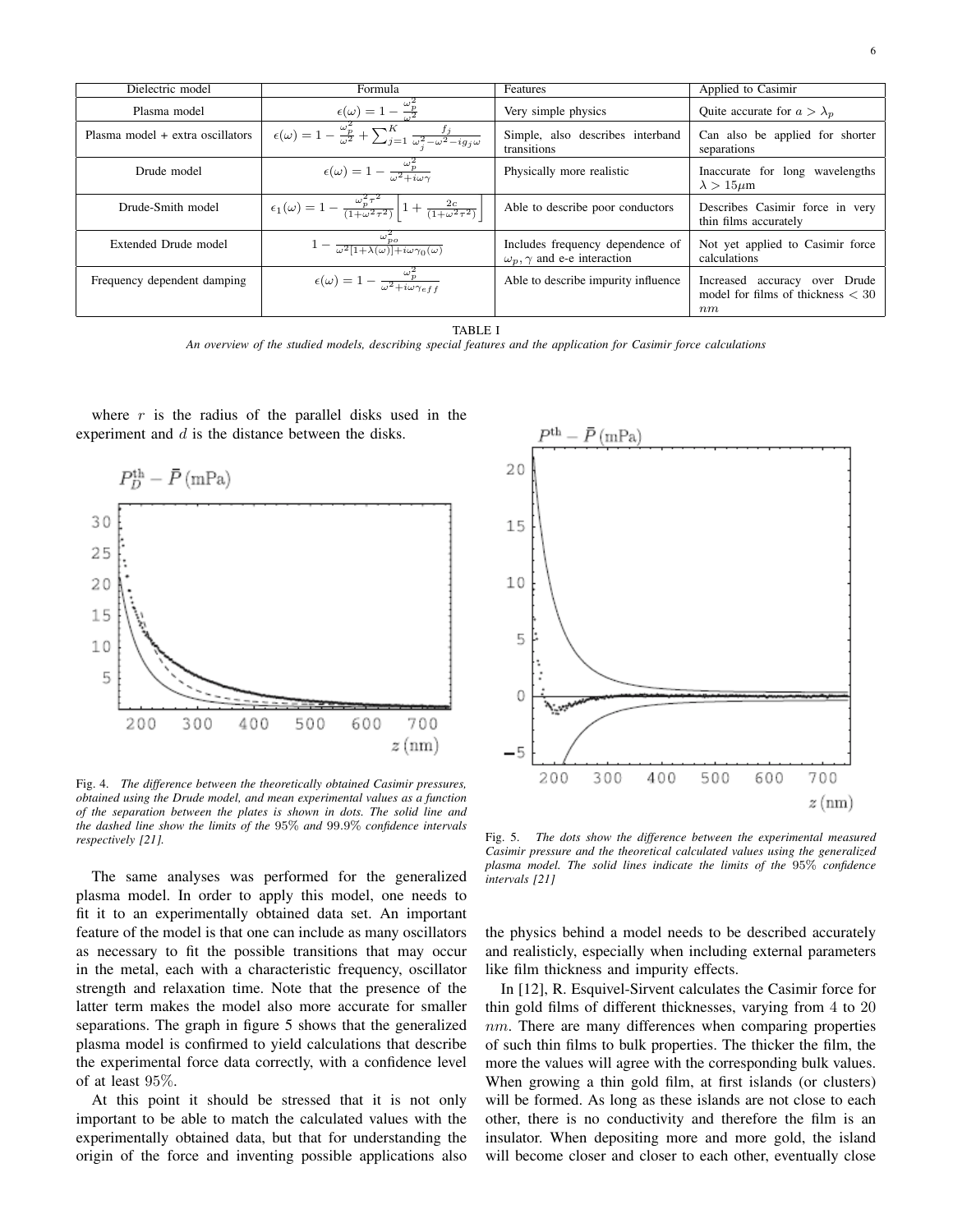| Dielectric model | Formula | Features | Applied to Casimir |
|---|---|---|---|
| Plasma model | $\epsilon(\omega) = 1 - \frac{\omega_p^2}{\omega^2}$ | Very simple physics | Quite accurate for $a > \lambda_p$ |
| Plasma model + extra oscillators | $\epsilon(\omega) = 1 - \frac{\omega_p^2}{\omega^2} + \sum_{j=1}^{K} \frac{f_j}{\omega_j^2 - \omega^2 - ig_j\omega}$ | Simple, also describes interband transitions | Can also be applied for shorter separations |
| Drude model | $\epsilon(\omega) = 1 - \frac{\omega_p^2}{\omega^2 + i\omega\gamma}$ | Physically more realistic | Inaccurate for long wavelengths $\lambda > 15\mu$m |
| Drude-Smith model | $\epsilon_1(\omega) = 1 - \frac{\omega_p^2\tau^2}{(1+\omega^2\tau^2)}\left[1 + \frac{2c}{(1+\omega^2\tau^2)}\right]$ | Able to describe poor conductors | Describes Casimir force in very thin films accurately |
| Extended Drude model | $1 - \frac{\omega_{po}^2}{\omega^2[1+\lambda(\omega)] + i\omega\gamma_0(\omega)}$ | Includes frequency dependence of $\omega_p, \gamma$ and e-e interaction | Not yet applied to Casimir force calculations |
| Frequency dependent damping | $\epsilon(\omega) = 1 - \frac{\omega_p^2}{\omega^2 + i\omega\gamma_{eff}}$ | Able to describe impurity influence | Increased accuracy over Drude model for films of thickness $< 30$ $nm$ |

TABLE I

*An overview of the studied models, describing special features and the application for Casimir force calculations*

where $r$ is the radius of the parallel disks used in the experiment and $d$ is the distance between the disks.

Fig. 4. *The difference between the theoretically obtained Casimir pressures, obtained using the Drude model, and mean experimental values as a function of the separation between the plates is shown in dots. The solid line and the dashed line show the limits of the* $95\%$ *and* $99.9\%$ *confidence intervals respectively [21].*

The same analyses was performed for the generalized plasma model. In order to apply this model, one needs to fit it to an experimentally obtained data set. An important feature of the model is that one can include as many oscillators as necessary to fit the possible transitions that may occur in the metal, each with a characteristic frequency, oscillator strength and relaxation time. Note that the presence of the latter term makes the model also more accurate for smaller separations. The graph in figure 5 shows that the generalized plasma model is confirmed to yield calculations that describe the experimental force data correctly, with a confidence level of at least $95\%$.

At this point it should be stressed that it is not only important to be able to match the calculated values with the experimentally obtained data, but that for understanding the origin of the force and inventing possible applications also the physics behind a model needs to be described accurately and realisticly, especially when including external parameters like film thickness and impurity effects.

Fig. 5. *The dots show the difference between the experimental measured Casimir pressure and the theoretical calculated values using the generalized plasma model. The solid lines indicate the limits of the* $95\%$ *confidence intervals [21]*

In [12], R. Esquivel-Sirvent calculates the Casimir force for thin gold films of different thicknesses, varying from $4$ to $20$ $nm$. There are many differences when comparing properties of such thin films to bulk properties. The thicker the film, the more the values will agree with the corresponding bulk values. When growing a thin gold film, at first islands (or clusters) will be formed. As long as these islands are not close to each other, there is no conductivity and therefore the film is an insulator. When depositing more and more gold, the island will become closer and closer to each other, eventually close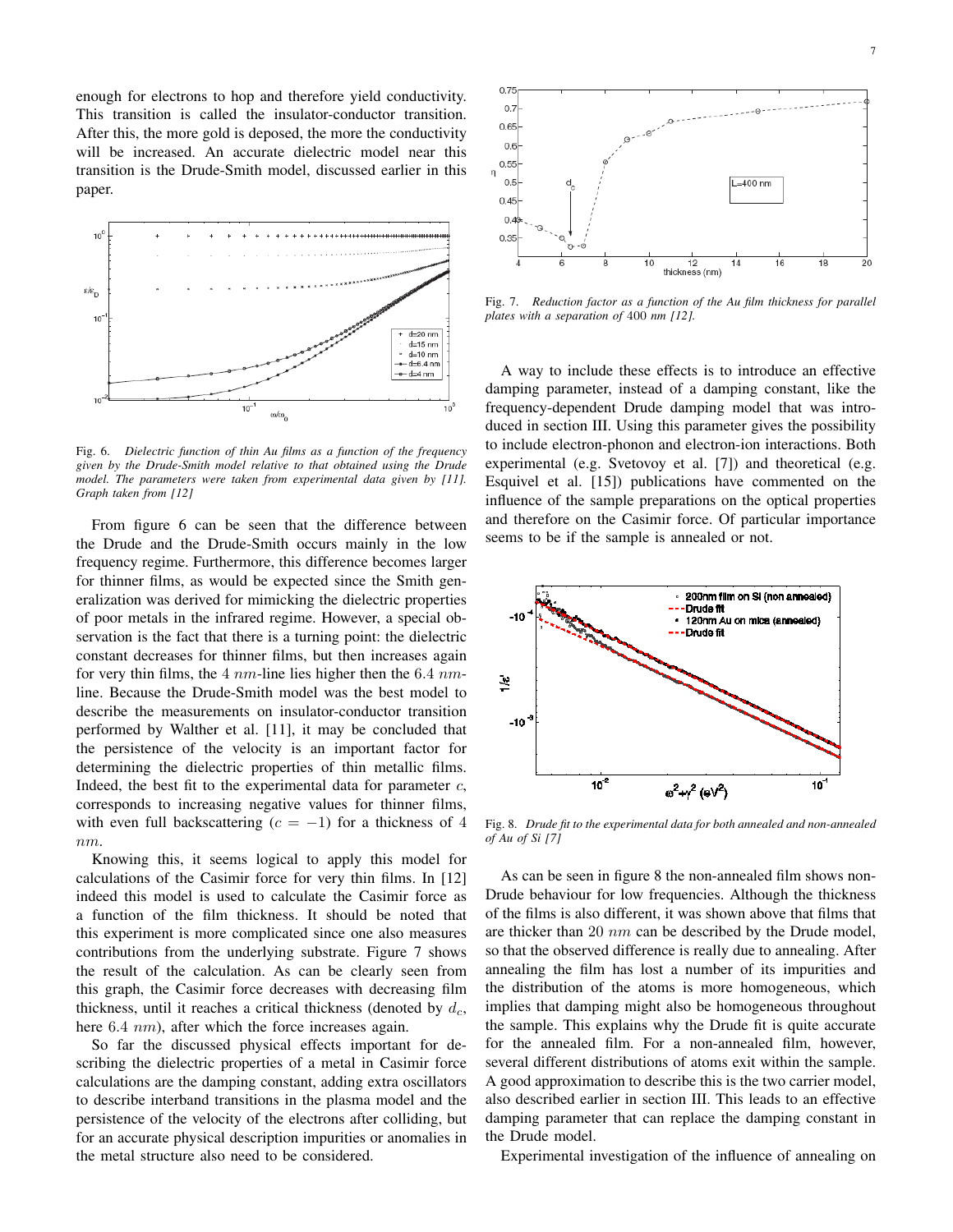enough for electrons to hop and therefore yield conductivity. This transition is called the insulator-conductor transition. After this, the more gold is deposed, the more the conductivity will be increased. An accurate dielectric model near this transition is the Drude-Smith model, discussed earlier in this paper.

Fig. 6. *Dielectric function of thin Au films as a function of the frequency given by the Drude-Smith model relative to that obtained using the Drude model. The parameters were taken from experimental data given by [11]. Graph taken from [12]*

From figure 6 can be seen that the difference between the Drude and the Drude-Smith occurs mainly in the low frequency regime. Furthermore, this difference becomes larger for thinner films, as would be expected since the Smith generalization was derived for mimicking the dielectric properties of poor metals in the infrared regime. However, a special observation is the fact that there is a turning point: the dielectric constant decreases for thinner films, but then increases again for very thin films, the 4 $nm$-line lies higher then the 6.4 $nm$-line. Because the Drude-Smith model was the best model to describe the measurements on insulator-conductor transition performed by Walther et al. [11], it may be concluded that the persistence of the velocity is an important factor for determining the dielectric properties of thin metallic films. Indeed, the best fit to the experimental data for parameter $c$, corresponds to increasing negative values for thinner films, with even full backscattering ($c = -1$) for a thickness of 4 $nm$.

Knowing this, it seems logical to apply this model for calculations of the Casimir force for very thin films. In [12] indeed this model is used to calculate the Casimir force as a function of the film thickness. It should be noted that this experiment is more complicated since one also measures contributions from the underlying substrate. Figure 7 shows the result of the calculation. As can be clearly seen from this graph, the Casimir force decreases with decreasing film thickness, until it reaches a critical thickness (denoted by $d_c$, here 6.4 $nm$), after which the force increases again.

So far the discussed physical effects important for describing the dielectric properties of a metal in Casimir force calculations are the damping constant, adding extra oscillators to describe interband transitions in the plasma model and the persistence of the velocity of the electrons after colliding, but for an accurate physical description impurities or anomalies in the metal structure also need to be considered.

Fig. 7. *Reduction factor as a function of the Au film thickness for parallel plates with a separation of* 400 *nm [12].*

A way to include these effects is to introduce an effective damping parameter, instead of a damping constant, like the frequency-dependent Drude damping model that was introduced in section III. Using this parameter gives the possibility to include electron-phonon and electron-ion interactions. Both experimental (e.g. Svetovoy et al. [7]) and theoretical (e.g. Esquivel et al. [15]) publications have commented on the influence of the sample preparations on the optical properties and therefore on the Casimir force. Of particular importance seems to be if the sample is annealed or not.

Fig. 8. *Drude fit to the experimental data for both annealed and non-annealed of Au of Si [7]*

As can be seen in figure 8 the non-annealed film shows non-Drude behaviour for low frequencies. Although the thickness of the films is also different, it was shown above that films that are thicker than 20 $nm$ can be described by the Drude model, so that the observed difference is really due to annealing. After annealing the film has lost a number of its impurities and the distribution of the atoms is more homogeneous, which implies that damping might also be homogeneous throughout the sample. This explains why the Drude fit is quite accurate for the annealed film. For a non-annealed film, however, several different distributions of atoms exit within the sample. A good approximation to describe this is the two carrier model, also described earlier in section III. This leads to an effective damping parameter that can replace the damping constant in the Drude model.

Experimental investigation of the influence of annealing on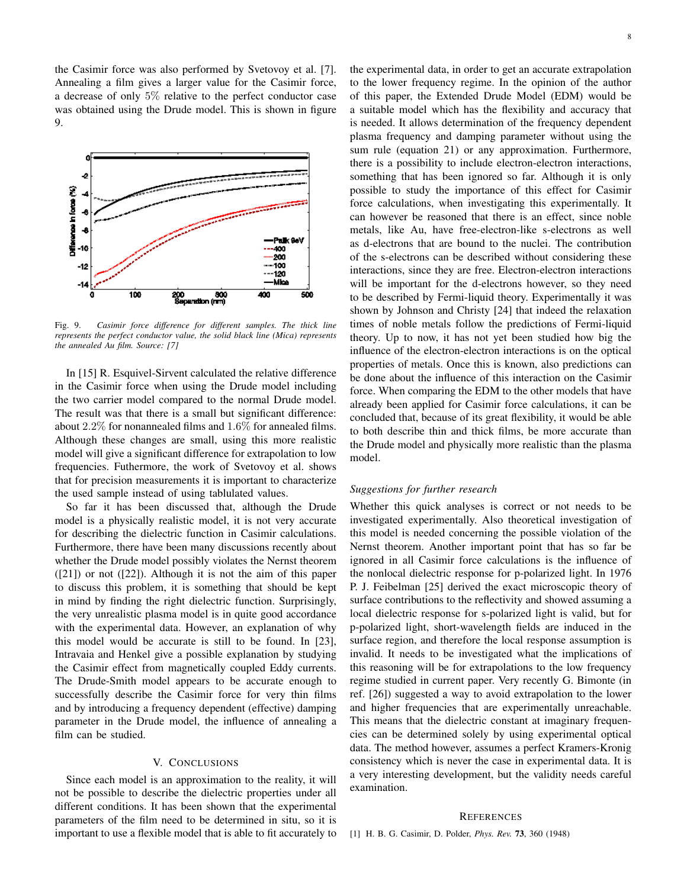the Casimir force was also performed by Svetovoy et al. [7]. Annealing a film gives a larger value for the Casimir force, a decrease of only $5\%$ relative to the perfect conductor case was obtained using the Drude model. This is shown in figure 9.

Fig. 9. *Casimir force difference for different samples. The thick line represents the perfect conductor value, the solid black line (Mica) represents the annealed Au film. Source: [7]*

In [15] R. Esquivel-Sirvent calculated the relative difference in the Casimir force when using the Drude model including the two carrier model compared to the normal Drude model. The result was that there is a small but significant difference: about $2.2\%$ for nonannealed films and $1.6\%$ for annealed films. Although these changes are small, using this more realistic model will give a significant difference for extrapolation to low frequencies. Futhermore, the work of Svetovoy et al. shows that for precision measurements it is important to characterize the used sample instead of using tablulated values.

So far it has been discussed that, although the Drude model is a physically realistic model, it is not very accurate for describing the dielectric function in Casimir calculations. Furthermore, there have been many discussions recently about whether the Drude model possibly violates the Nernst theorem ([21]) or not ([22]). Although it is not the aim of this paper to discuss this problem, it is something that should be kept in mind by finding the right dielectric function. Surprisingly, the very unrealistic plasma model is in quite good accordance with the experimental data. However, an explanation of why this model would be accurate is still to be found. In [23], Intravaia and Henkel give a possible explanation by studying the Casimir effect from magnetically coupled Eddy currents. The Drude-Smith model appears to be accurate enough to successfully describe the Casimir force for very thin films and by introducing a frequency dependent (effective) damping parameter in the Drude model, the influence of annealing a film can be studied.

## V. Conclusions

Since each model is an approximation to the reality, it will not be possible to describe the dielectric properties under all different conditions. It has been shown that the experimental parameters of the film need to be determined in situ, so it is important to use a flexible model that is able to fit accurately to the experimental data, in order to get an accurate extrapolation to the lower frequency regime. In the opinion of the author of this paper, the Extended Drude Model (EDM) would be a suitable model which has the flexibility and accuracy that is needed. It allows determination of the frequency dependent plasma frequency and damping parameter without using the sum rule (equation 21) or any approximation. Furthermore, there is a possibility to include electron-electron interactions, something that has been ignored so far. Although it is only possible to study the importance of this effect for Casimir force calculations, when investigating this experimentally. It can however be reasoned that there is an effect, since noble metals, like Au, have free-electron-like s-electrons as well as d-electrons that are bound to the nuclei. The contribution of the s-electrons can be described without considering these interactions, since they are free. Electron-electron interactions will be important for the d-electrons however, so they need to be described by Fermi-liquid theory. Experimentally it was shown by Johnson and Christy [24] that indeed the relaxation times of noble metals follow the predictions of Fermi-liquid theory. Up to now, it has not yet been studied how big the influence of the electron-electron interactions is on the optical properties of metals. Once this is known, also predictions can be done about the influence of this interaction on the Casimir force. When comparing the EDM to the other models that have already been applied for Casimir force calculations, it can be concluded that, because of its great flexibility, it would be able to both describe thin and thick films, be more accurate than the Drude model and physically more realistic than the plasma model.

### *Suggestions for further research*

Whether this quick analyses is correct or not needs to be investigated experimentally. Also theoretical investigation of this model is needed concerning the possible violation of the Nernst theorem. Another important point that has so far be ignored in all Casimir force calculations is the influence of the nonlocal dielectric response for p-polarized light. In 1976 P. J. Feibelman [25] derived the exact microscopic theory of surface contributions to the reflectivity and showed assuming a local dielectric response for s-polarized light is valid, but for p-polarized light, short-wavelength fields are induced in the surface region, and therefore the local response assumption is invalid. It needs to be investigated what the implications of this reasoning will be for extrapolations to the low frequency regime studied in current paper. Very recently G. Bimonte (in ref. [26]) suggested a way to avoid extrapolation to the lower and higher frequencies that are experimentally unreachable. This means that the dielectric constant at imaginary frequencies can be determined solely by using experimental optical data. The method however, assumes a perfect Kramers-Kronig consistency which is never the case in experimental data. It is a very interesting development, but the validity needs careful examination.

## References

[1] H. B. G. Casimir, D. Polder, *Phys. Rev.* **73**, 360 (1948)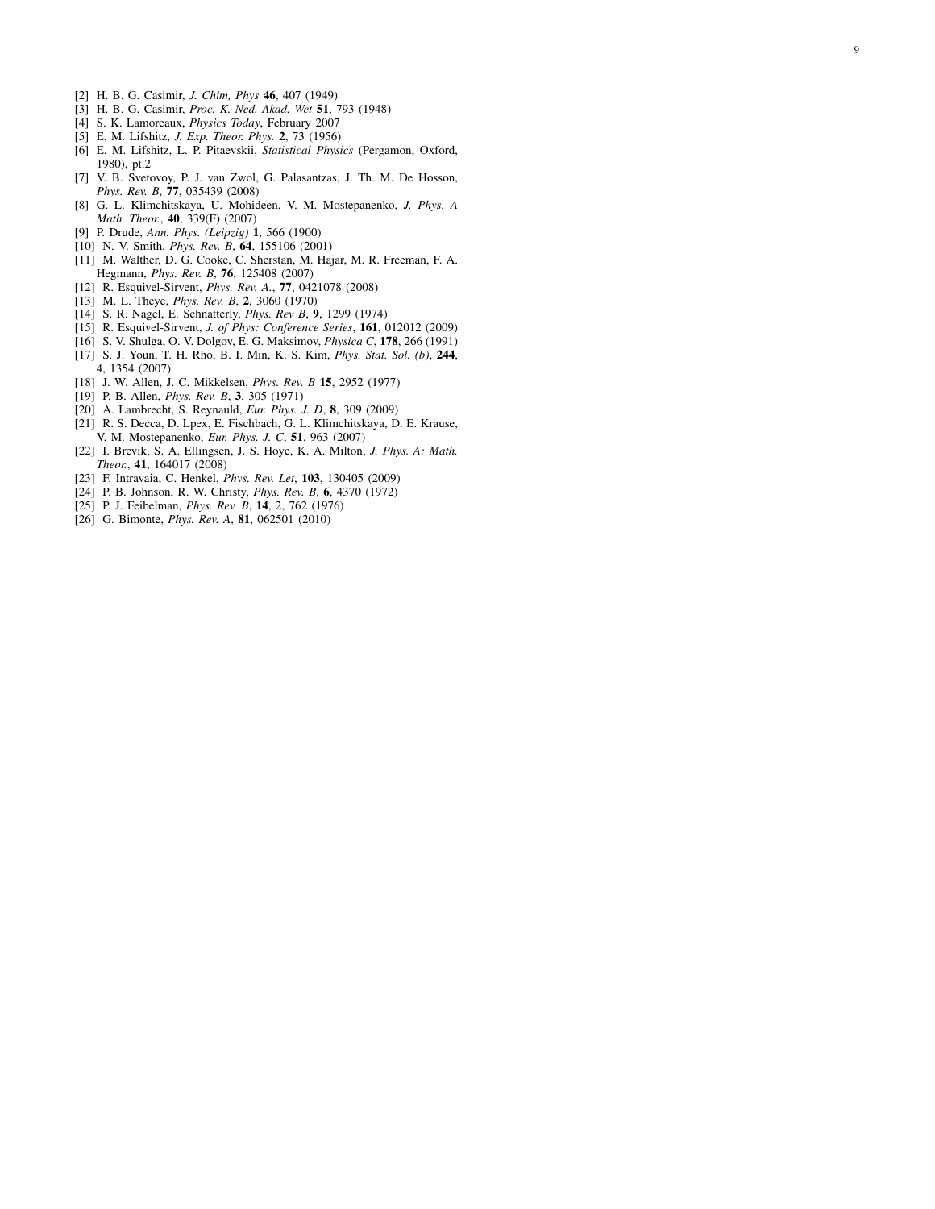[2] H. B. G. Casimir, *J. Chim, Phys* **46**, 407 (1949)
[3] H. B. G. Casimir, *Proc. K. Ned. Akad. Wet* **51**, 793 (1948)
[4] S. K. Lamoreaux, *Physics Today*, February 2007
[5] E. M. Lifshitz, *J. Exp. Theor. Phys.* **2**, 73 (1956)
[6] E. M. Lifshitz, L. P. Pitaevskii, *Statistical Physics* (Pergamon, Oxford, 1980), pt.2
[7] V. B. Svetovoy, P. J. van Zwol, G. Palasantzas, J. Th. M. De Hosson, *Phys. Rev. B*, **77**, 035439 (2008)
[8] G. L. Klimchitskaya, U. Mohideen, V. M. Mostepanenko, *J. Phys. A Math. Theor.*, **40**, 339(F) (2007)
[9] P. Drude, *Ann. Phys. (Leipzig)* **1**, 566 (1900)
[10] N. V. Smith, *Phys. Rev. B*, **64**, 155106 (2001)
[11] M. Walther, D. G. Cooke, C. Sherstan, M. Hajar, M. R. Freeman, F. A. Hegmann, *Phys. Rev. B*, **76**, 125408 (2007)
[12] R. Esquivel-Sirvent, *Phys. Rev. A.*, **77**, 0421078 (2008)
[13] M. L. Theye, *Phys. Rev. B*, **2**, 3060 (1970)
[14] S. R. Nagel, E. Schnatterly, *Phys. Rev B*, **9**, 1299 (1974)
[15] R. Esquivel-Sirvent, *J. of Phys: Conference Series*, **161**, 012012 (2009)
[16] S. V. Shulga, O. V. Dolgov, E. G. Maksimov, *Physica C*, **178**, 266 (1991)
[17] S. J. Youn, T. H. Rho, B. I. Min, K. S. Kim, *Phys. Stat. Sol. (b)*, **244**, 4, 1354 (2007)
[18] J. W. Allen, J. C. Mikkelsen, *Phys. Rev. B* **15**, 2952 (1977)
[19] P. B. Allen, *Phys. Rev. B*, **3**, 305 (1971)
[20] A. Lambrecht, S. Reynauld, *Eur. Phys. J. D*, **8**, 309 (2009)
[21] R. S. Decca, D. Lpex, E. Fischbach, G. L. Klimchitskaya, D. E. Krause, V. M. Mostepanenko, *Eur. Phys. J. C*, **51**, 963 (2007)
[22] I. Brevik, S. A. Ellingsen, J. S. Hoye, K. A. Milton, *J. Phys. A: Math. Theor.*, **41**, 164017 (2008)
[23] F. Intravaia, C. Henkel, *Phys. Rev. Let*, **103**, 130405 (2009)
[24] P. B. Johnson, R. W. Christy, *Phys. Rev. B*, **6**, 4370 (1972)
[25] P. J. Feibelman, *Phys. Rev. B*, **14**, 2, 762 (1976)
[26] G. Bimonte, *Phys. Rev. A*, **81**, 062501 (2010)